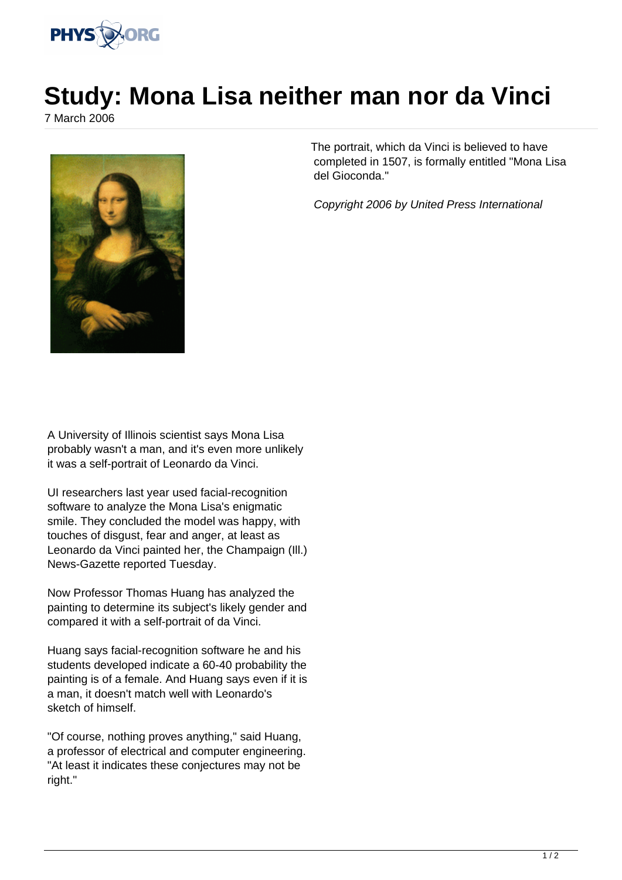# Study: Mona Lisa neither man nor da Vinci

7 March 2006

A University of Illinois scientist says Mona Lisa probably wasn't a man, and it's even more unlikely it was a self-portrait of Leonardo da Vinci.

UI researchers last year used facial-recognition software to analyze the Mona Lisa's enigmatic smile. They concluded the model was happy, with touches of disgust, fear and anger, at least as Leonardo da Vinci painted her, the Champaign (Ill.) News-Gazette reported Tuesday.

Now Professor Thomas Huang has analyzed the painting to determine its subject's likely gender and compared it with a self-portrait of da Vinci.

Huang says facial-recognition software he and his students developed indicate a 60-40 probability the painting is of a female. And Huang says even if it is a man, it doesn't match well with Leonardo's sketch of himself.

"Of course, nothing proves anything," said Huang, a professor of electrical and computer engineering. "At least it indicates these conjectures may not be right."

The portrait, which da Vinci is believed to have completed in 1507, is formally entitled "Mona Lisa del Gioconda."

*Copyright 2006 by United Press International*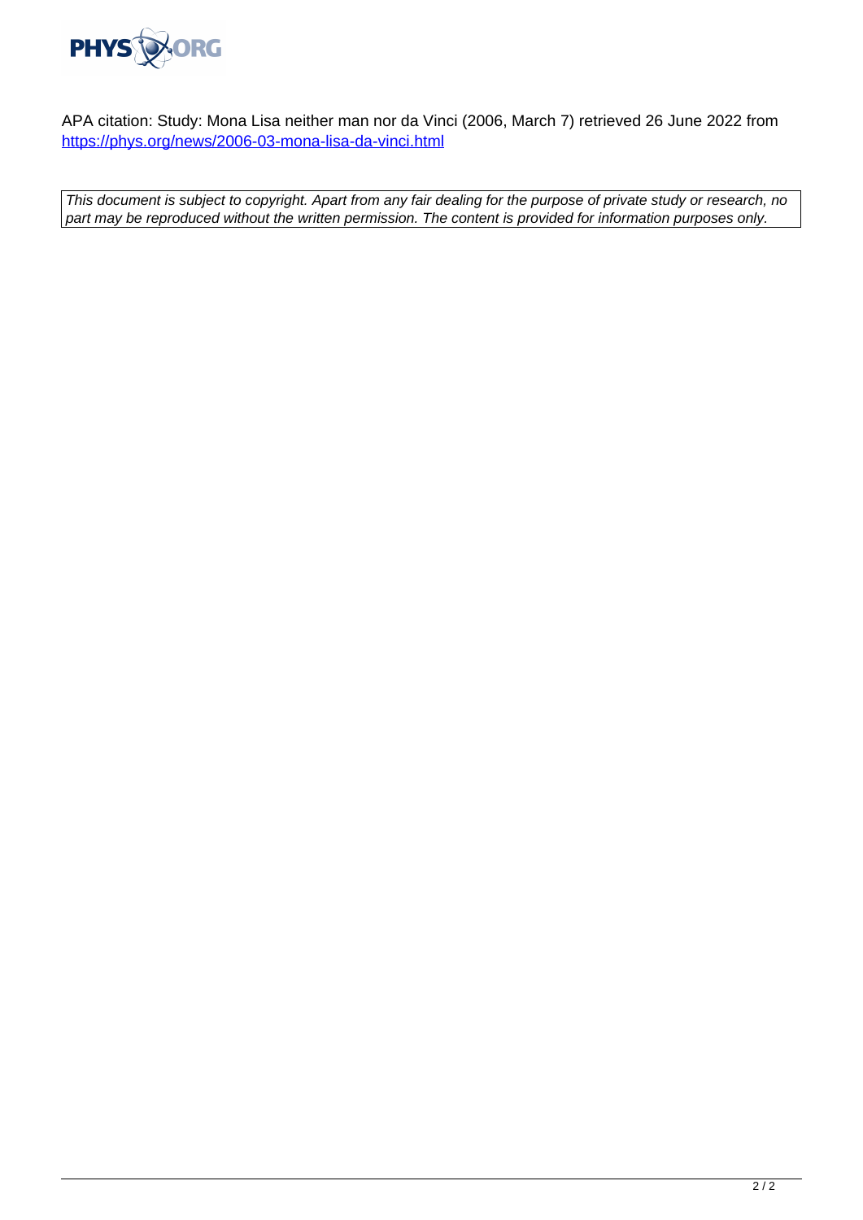APA citation: Study: Mona Lisa neither man nor da Vinci (2006, March 7) retrieved 26 June 2022 from https://phys.org/news/2006-03-mona-lisa-da-vinci.html

*This document is subject to copyright. Apart from any fair dealing for the purpose of private study or research, no part may be reproduced without the written permission. The content is provided for information purposes only.*